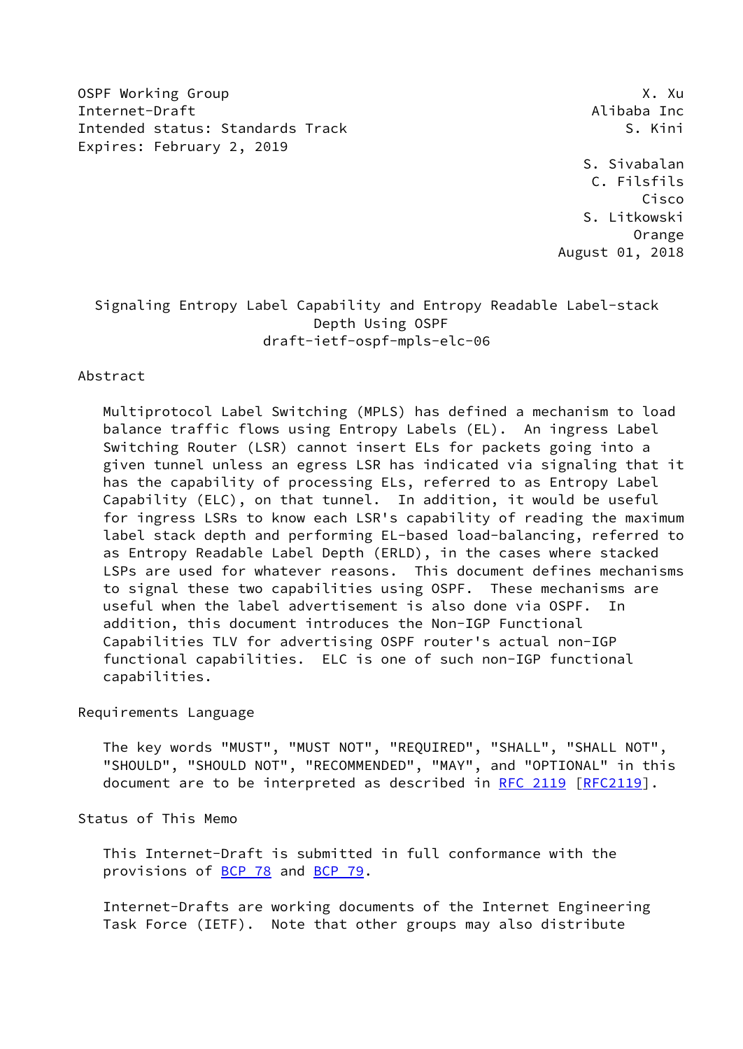OSPF Working Group X. Xu
Internet-Draft Alibaba Inc
Intended status: Standards Track S. Kini
Expires: February 2, 2019

S. Sivabalan
C. Filsfils
Cisco
S. Litkowski
Orange
August 01, 2018

# Signaling Entropy Label Capability and Entropy Readable Label-stack Depth Using OSPF

draft-ietf-ospf-mpls-elc-06

## Abstract

Multiprotocol Label Switching (MPLS) has defined a mechanism to load balance traffic flows using Entropy Labels (EL). An ingress Label Switching Router (LSR) cannot insert ELs for packets going into a given tunnel unless an egress LSR has indicated via signaling that it has the capability of processing ELs, referred to as Entropy Label Capability (ELC), on that tunnel. In addition, it would be useful for ingress LSRs to know each LSR's capability of reading the maximum label stack depth and performing EL-based load-balancing, referred to as Entropy Readable Label Depth (ERLD), in the cases where stacked LSPs are used for whatever reasons. This document defines mechanisms to signal these two capabilities using OSPF. These mechanisms are useful when the label advertisement is also done via OSPF. In addition, this document introduces the Non-IGP Functional Capabilities TLV for advertising OSPF router's actual non-IGP functional capabilities. ELC is one of such non-IGP functional capabilities.

## Requirements Language

The key words "MUST", "MUST NOT", "REQUIRED", "SHALL", "SHALL NOT", "SHOULD", "SHOULD NOT", "RECOMMENDED", "MAY", and "OPTIONAL" in this document are to be interpreted as described in RFC 2119 [RFC2119].

## Status of This Memo

This Internet-Draft is submitted in full conformance with the provisions of BCP 78 and BCP 79.

Internet-Drafts are working documents of the Internet Engineering Task Force (IETF). Note that other groups may also distribute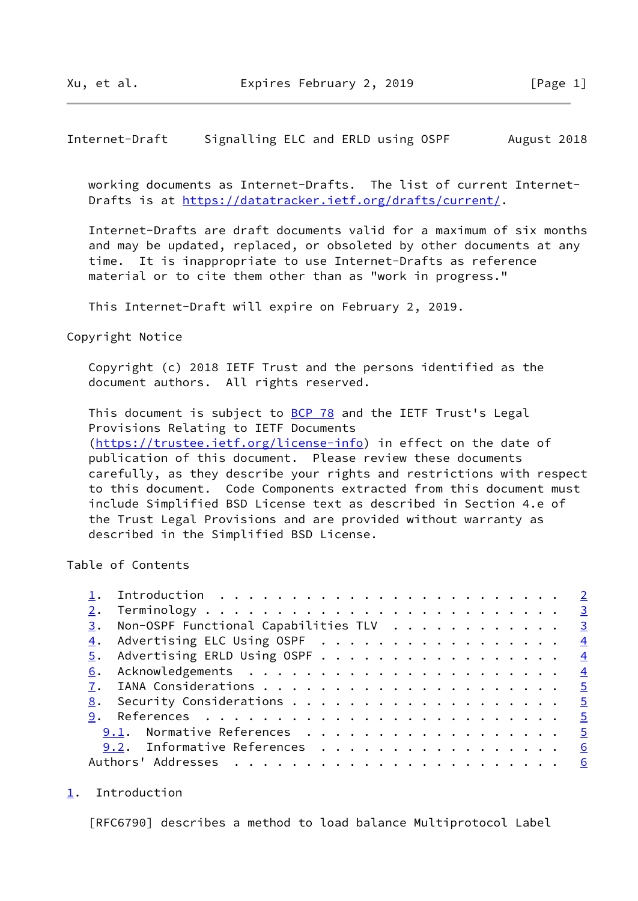working documents as Internet-Drafts. The list of current Internet-Drafts is at https://datatracker.ietf.org/drafts/current/.

Internet-Drafts are draft documents valid for a maximum of six months and may be updated, replaced, or obsoleted by other documents at any time. It is inappropriate to use Internet-Drafts as reference material or to cite them other than as "work in progress."

This Internet-Draft will expire on February 2, 2019.

Copyright Notice

Copyright (c) 2018 IETF Trust and the persons identified as the document authors. All rights reserved.

This document is subject to BCP 78 and the IETF Trust's Legal Provisions Relating to IETF Documents (https://trustee.ietf.org/license-info) in effect on the date of publication of this document. Please review these documents carefully, as they describe your rights and restrictions with respect to this document. Code Components extracted from this document must include Simplified BSD License text as described in Section 4.e of the Trust Legal Provisions and are provided without warranty as described in the Simplified BSD License.

Table of Contents

```
   1.  Introduction . . . . . . . . . . . . . . . . . . . . . . . .   2
   2.  Terminology . . . . . . . . . . . . . . . . . . . . . . . . .   3
   3.  Non-OSPF Functional Capabilities TLV  . . . . . . . . . . . .   3
   4.  Advertising ELC Using OSPF  . . . . . . . . . . . . . . . . .   4
   5.  Advertising ERLD Using OSPF . . . . . . . . . . . . . . . . .   4
   6.  Acknowledgements  . . . . . . . . . . . . . . . . . . . . . .   4
   7.  IANA Considerations . . . . . . . . . . . . . . . . . . . . .   5
   8.  Security Considerations . . . . . . . . . . . . . . . . . . .   5
   9.  References  . . . . . . . . . . . . . . . . . . . . . . . . .   5
     9.1.  Normative References  . . . . . . . . . . . . . . . . . .   5
     9.2.  Informative References  . . . . . . . . . . . . . . . . .   6
   Authors' Addresses  . . . . . . . . . . . . . . . . . . . . . . .   6
```

## 1. Introduction

[RFC6790] describes a method to load balance Multiprotocol Label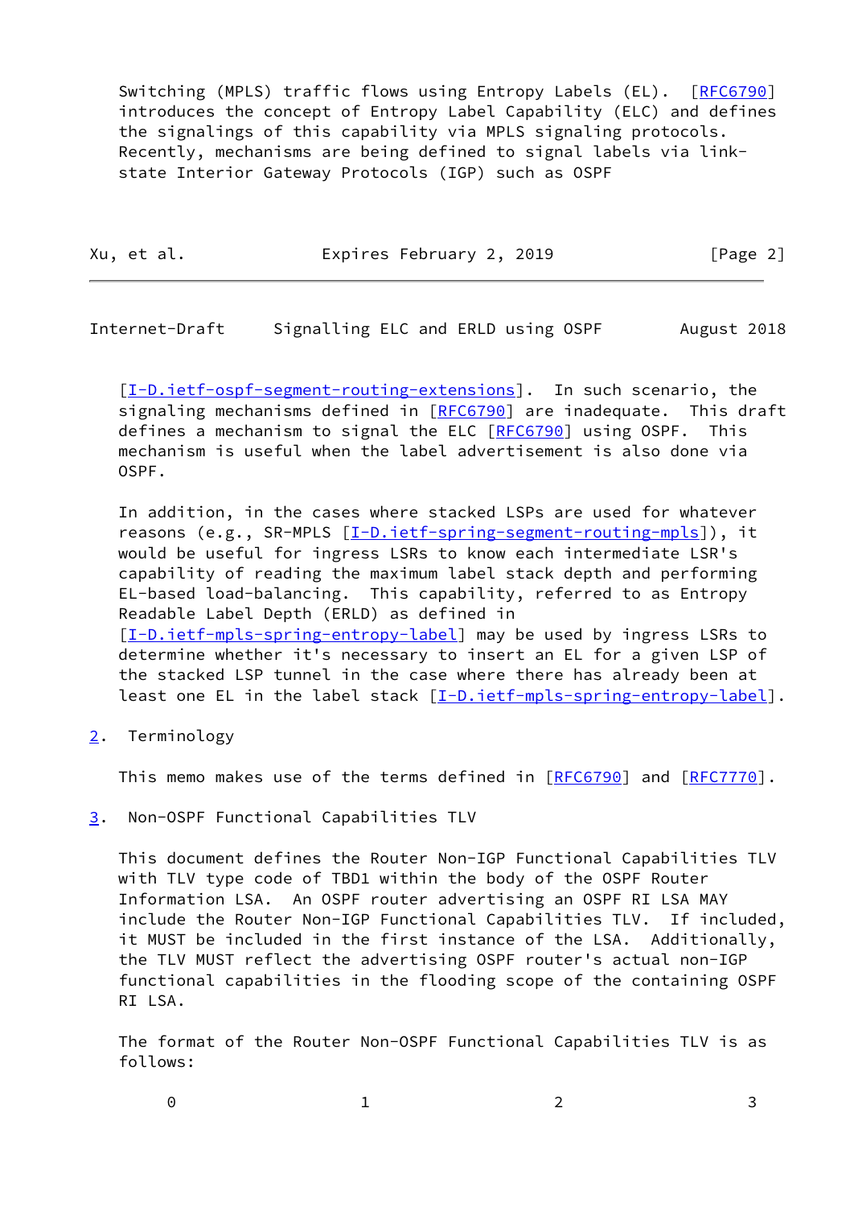Switching (MPLS) traffic flows using Entropy Labels (EL). [RFC6790] introduces the concept of Entropy Label Capability (ELC) and defines the signalings of this capability via MPLS signaling protocols. Recently, mechanisms are being defined to signal labels via link-state Interior Gateway Protocols (IGP) such as OSPF [I-D.ietf-ospf-segment-routing-extensions]. In such scenario, the signaling mechanisms defined in [RFC6790] are inadequate. This draft defines a mechanism to signal the ELC [RFC6790] using OSPF. This mechanism is useful when the label advertisement is also done via OSPF.

In addition, in the cases where stacked LSPs are used for whatever reasons (e.g., SR-MPLS [I-D.ietf-spring-segment-routing-mpls]), it would be useful for ingress LSRs to know each intermediate LSR's capability of reading the maximum label stack depth and performing EL-based load-balancing. This capability, referred to as Entropy Readable Label Depth (ERLD) as defined in [I-D.ietf-mpls-spring-entropy-label] may be used by ingress LSRs to determine whether it's necessary to insert an EL for a given LSP of the stacked LSP tunnel in the case where there has already been at least one EL in the label stack [I-D.ietf-mpls-spring-entropy-label].

## 2. Terminology

This memo makes use of the terms defined in [RFC6790] and [RFC7770].

## 3. Non-OSPF Functional Capabilities TLV

This document defines the Router Non-IGP Functional Capabilities TLV with TLV type code of TBD1 within the body of the OSPF Router Information LSA. An OSPF router advertising an OSPF RI LSA MAY include the Router Non-IGP Functional Capabilities TLV. If included, it MUST be included in the first instance of the LSA. Additionally, the TLV MUST reflect the advertising OSPF router's actual non-IGP functional capabilities in the flooding scope of the containing OSPF RI LSA.

The format of the Router Non-OSPF Functional Capabilities TLV is as follows:

```
    0                   1                   2                   3
```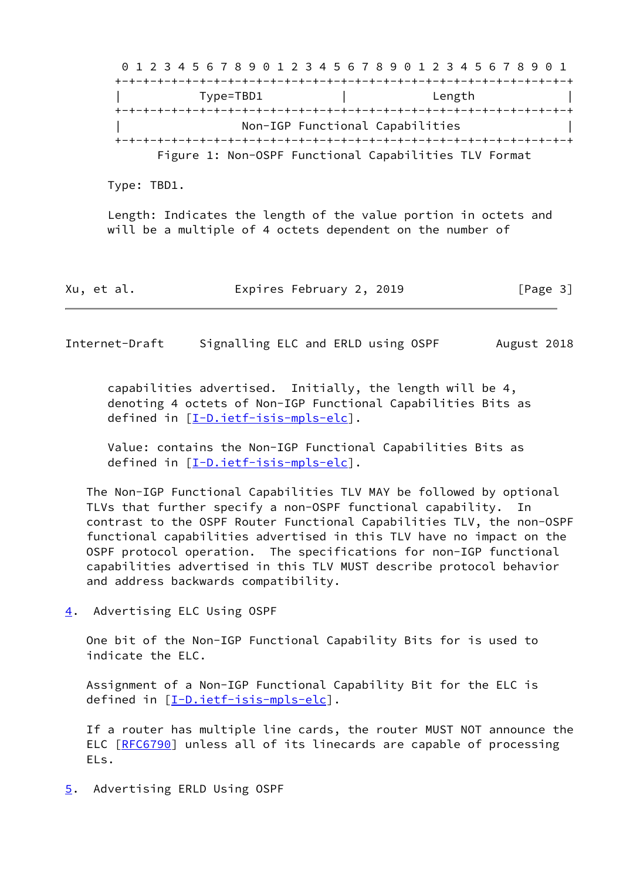```
 0 1 2 3 4 5 6 7 8 9 0 1 2 3 4 5 6 7 8 9 0 1 2 3 4 5 6 7 8 9 0 1
+-+-+-+-+-+-+-+-+-+-+-+-+-+-+-+-+-+-+-+-+-+-+-+-+-+-+-+-+-+-+-+-+
|           Type=TBD1           |             Length            |
+-+-+-+-+-+-+-+-+-+-+-+-+-+-+-+-+-+-+-+-+-+-+-+-+-+-+-+-+-+-+-+-+
|                 Non-IGP Functional Capabilities               |
+-+-+-+-+-+-+-+-+-+-+-+-+-+-+-+-+-+-+-+-+-+-+-+-+-+-+-+-+-+-+-+-+
```

Figure 1: Non-OSPF Functional Capabilities TLV Format

Type: TBD1.

Length: Indicates the length of the value portion in octets and will be a multiple of 4 octets dependent on the number of capabilities advertised. Initially, the length will be 4, denoting 4 octets of Non-IGP Functional Capabilities Bits as defined in [I-D.ietf-isis-mpls-elc].

Value: contains the Non-IGP Functional Capabilities Bits as defined in [I-D.ietf-isis-mpls-elc].

The Non-IGP Functional Capabilities TLV MAY be followed by optional TLVs that further specify a non-OSPF functional capability. In contrast to the OSPF Router Functional Capabilities TLV, the non-OSPF functional capabilities advertised in this TLV have no impact on the OSPF protocol operation. The specifications for non-IGP functional capabilities advertised in this TLV MUST describe protocol behavior and address backwards compatibility.

## 4. Advertising ELC Using OSPF

One bit of the Non-IGP Functional Capability Bits for is used to indicate the ELC.

Assignment of a Non-IGP Functional Capability Bit for the ELC is defined in [I-D.ietf-isis-mpls-elc].

If a router has multiple line cards, the router MUST NOT announce the ELC [RFC6790] unless all of its linecards are capable of processing ELs.

## 5. Advertising ERLD Using OSPF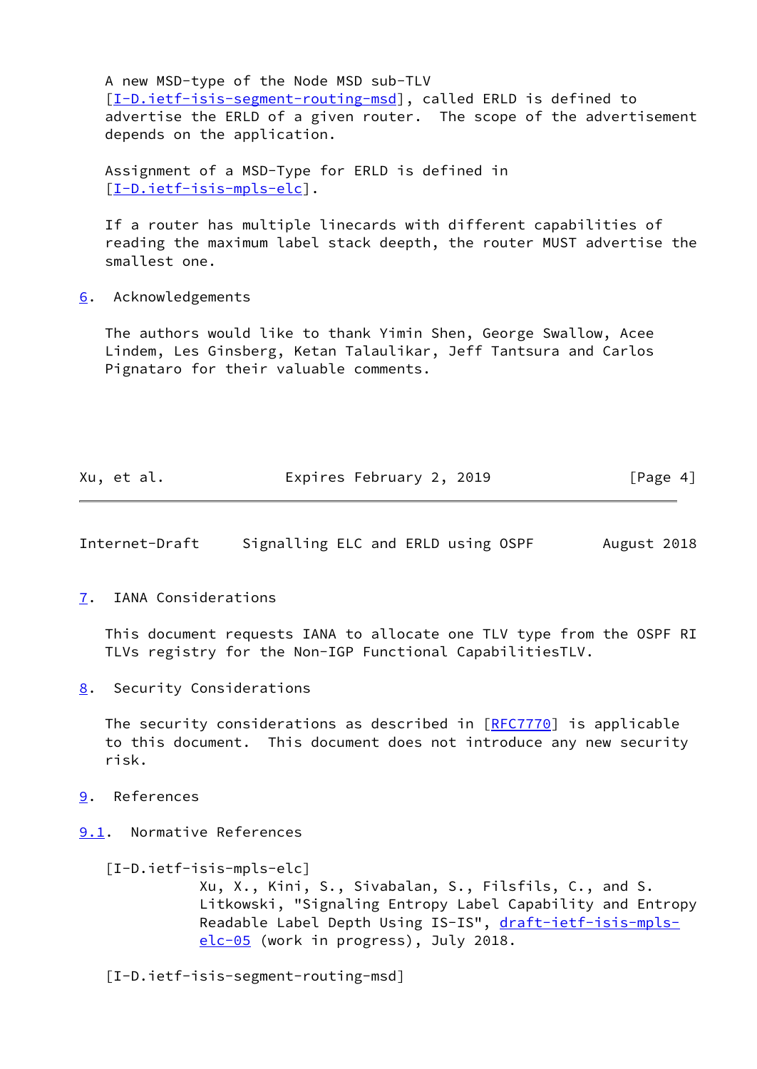A new MSD-type of the Node MSD sub-TLV [I-D.ietf-isis-segment-routing-msd], called ERLD is defined to advertise the ERLD of a given router. The scope of the advertisement depends on the application.

Assignment of a MSD-Type for ERLD is defined in [I-D.ietf-isis-mpls-elc].

If a router has multiple linecards with different capabilities of reading the maximum label stack deepth, the router MUST advertise the smallest one.

## 6. Acknowledgements

The authors would like to thank Yimin Shen, George Swallow, Acee Lindem, Les Ginsberg, Ketan Talaulikar, Jeff Tantsura and Carlos Pignataro for their valuable comments.

## 7. IANA Considerations

This document requests IANA to allocate one TLV type from the OSPF RI TLVs registry for the Non-IGP Functional CapabilitiesTLV.

## 8. Security Considerations

The security considerations as described in [RFC7770] is applicable to this document. This document does not introduce any new security risk.

## 9. References

### 9.1. Normative References

[I-D.ietf-isis-mpls-elc]
Xu, X., Kini, S., Sivabalan, S., Filsfils, C., and S. Litkowski, "Signaling Entropy Label Capability and Entropy Readable Label Depth Using IS-IS", draft-ietf-isis-mpls-elc-05 (work in progress), July 2018.

[I-D.ietf-isis-segment-routing-msd]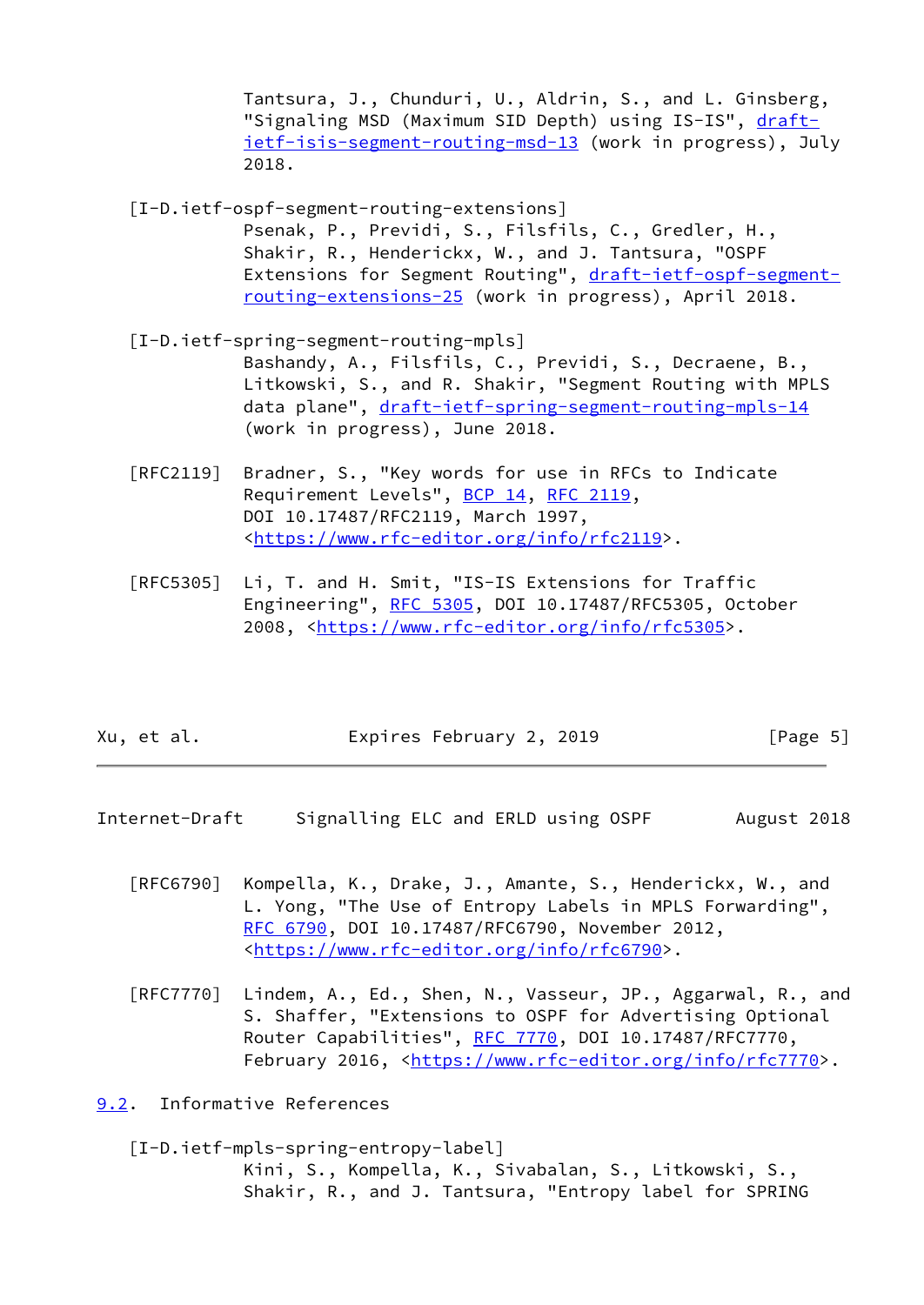Tantsura, J., Chunduri, U., Aldrin, S., and L. Ginsberg, "Signaling MSD (Maximum SID Depth) using IS-IS", draft-ietf-isis-segment-routing-msd-13 (work in progress), July 2018.

[I-D.ietf-ospf-segment-routing-extensions]
Psenak, P., Previdi, S., Filsfils, C., Gredler, H., Shakir, R., Henderickx, W., and J. Tantsura, "OSPF Extensions for Segment Routing", draft-ietf-ospf-segment-routing-extensions-25 (work in progress), April 2018.

[I-D.ietf-spring-segment-routing-mpls]
Bashandy, A., Filsfils, C., Previdi, S., Decraene, B., Litkowski, S., and R. Shakir, "Segment Routing with MPLS data plane", draft-ietf-spring-segment-routing-mpls-14 (work in progress), June 2018.

[RFC2119] Bradner, S., "Key words for use in RFCs to Indicate Requirement Levels", BCP 14, RFC 2119, DOI 10.17487/RFC2119, March 1997, <https://www.rfc-editor.org/info/rfc2119>.

[RFC5305] Li, T. and H. Smit, "IS-IS Extensions for Traffic Engineering", RFC 5305, DOI 10.17487/RFC5305, October 2008, <https://www.rfc-editor.org/info/rfc5305>.

[RFC6790] Kompella, K., Drake, J., Amante, S., Henderickx, W., and L. Yong, "The Use of Entropy Labels in MPLS Forwarding", RFC 6790, DOI 10.17487/RFC6790, November 2012, <https://www.rfc-editor.org/info/rfc6790>.

[RFC7770] Lindem, A., Ed., Shen, N., Vasseur, JP., Aggarwal, R., and S. Shaffer, "Extensions to OSPF for Advertising Optional Router Capabilities", RFC 7770, DOI 10.17487/RFC7770, February 2016, <https://www.rfc-editor.org/info/rfc7770>.

## 9.2. Informative References

[I-D.ietf-mpls-spring-entropy-label]
Kini, S., Kompella, K., Sivabalan, S., Litkowski, S., Shakir, R., and J. Tantsura, "Entropy label for SPRING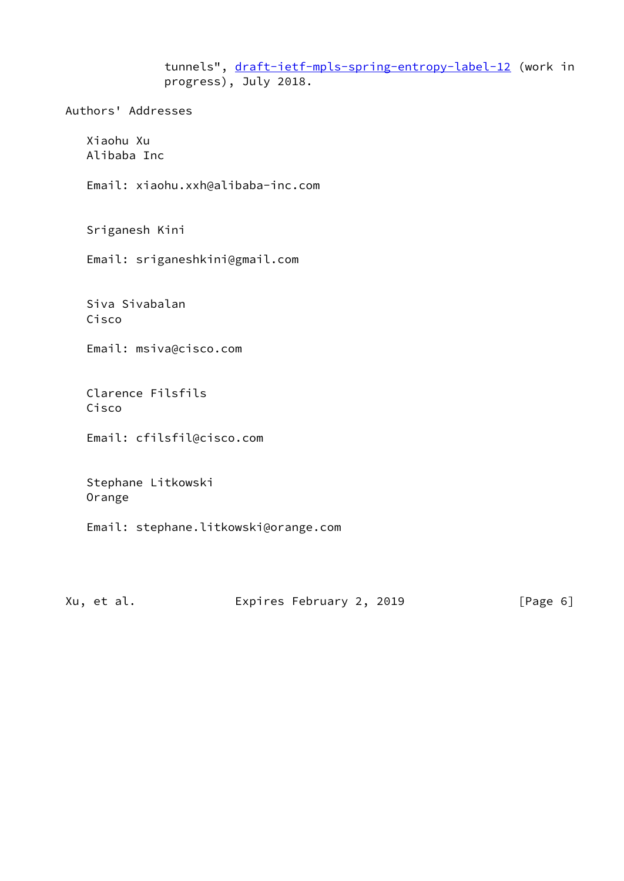tunnels", draft-ietf-mpls-spring-entropy-label-12 (work in progress), July 2018.

## Authors' Addresses

Xiaohu Xu
Alibaba Inc

Email: xiaohu.xxh@alibaba-inc.com

Sriganesh Kini

Email: sriganeshkini@gmail.com

Siva Sivabalan
Cisco

Email: msiva@cisco.com

Clarence Filsfils
Cisco

Email: cfilsfil@cisco.com

Stephane Litkowski
Orange

Email: stephane.litkowski@orange.com